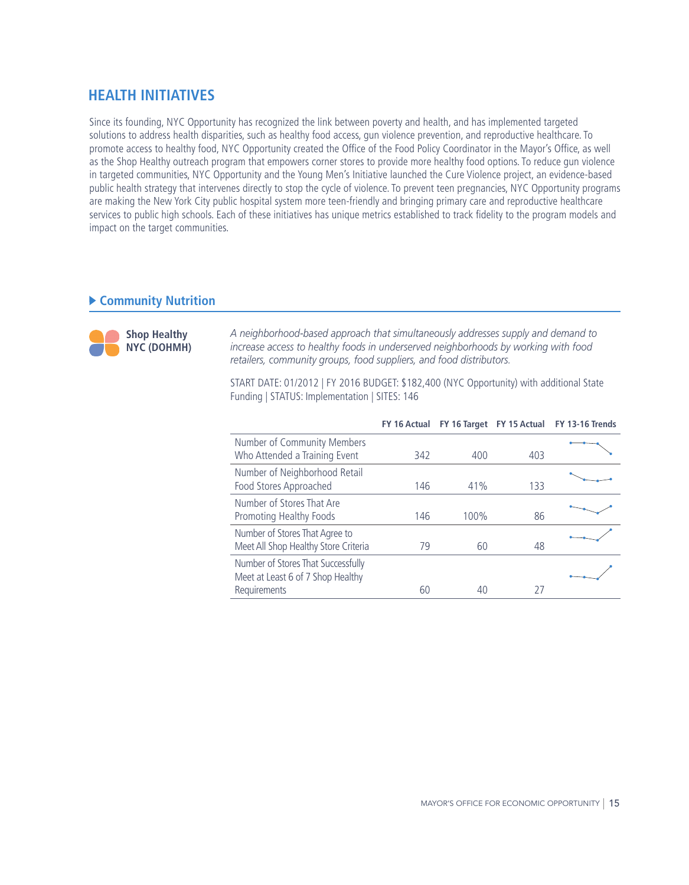## HEALTH INITIATIVES

Since its founding, NYC Opportunity has recognized the link between poverty and health, and has implemented targeted solutions to address health disparities, such as healthy food access, gun violence prevention, and reproductive healthcare. To promote access to healthy food, NYC Opportunity created the Office of the Food Policy Coordinator in the Mayor's Office, as well as the Shop Healthy outreach program that empowers corner stores to provide more healthy food options. To reduce gun violence in targeted communities, NYC Opportunity and the Young Men's Initiative launched the Cure Violence project, an evidence-based public health strategy that intervenes directly to stop the cycle of violence. To prevent teen pregnancies, NYC Opportunity programs are making the New York City public hospital system more teen-friendly and bringing primary care and reproductive healthcare services to public high schools. Each of these initiatives has unique metrics established to track fidelity to the program models and impact on the target communities.

### ▶ Community Nutrition

**Shop Healthy NYC (DOHMH)**

*A neighborhood-based approach that simultaneously addresses supply and demand to increase access to healthy foods in underserved neighborhoods by working with food retailers, community groups, food suppliers, and food distributors.*

START DATE: 01/2012 | FY 2016 BUDGET: $182,400 (NYC Opportunity) with additional State Funding | STATUS: Implementation | SITES: 146

| | FY 16 Actual | FY 16 Target | FY 15 Actual | FY 13-16 Trends |
|---|---|---|---|---|
| Number of Community Members Who Attended a Training Event | 342 | 400 | 403 | |
| Number of Neighborhood Retail Food Stores Approached | 146 | 41% | 133 | |
| Number of Stores That Are Promoting Healthy Foods | 146 | 100% | 86 | |
| Number of Stores That Agree to Meet All Shop Healthy Store Criteria | 79 | 60 | 48 | |
| Number of Stores That Successfully Meet at Least 6 of 7 Shop Healthy Requirements | 60 | 40 | 27 | |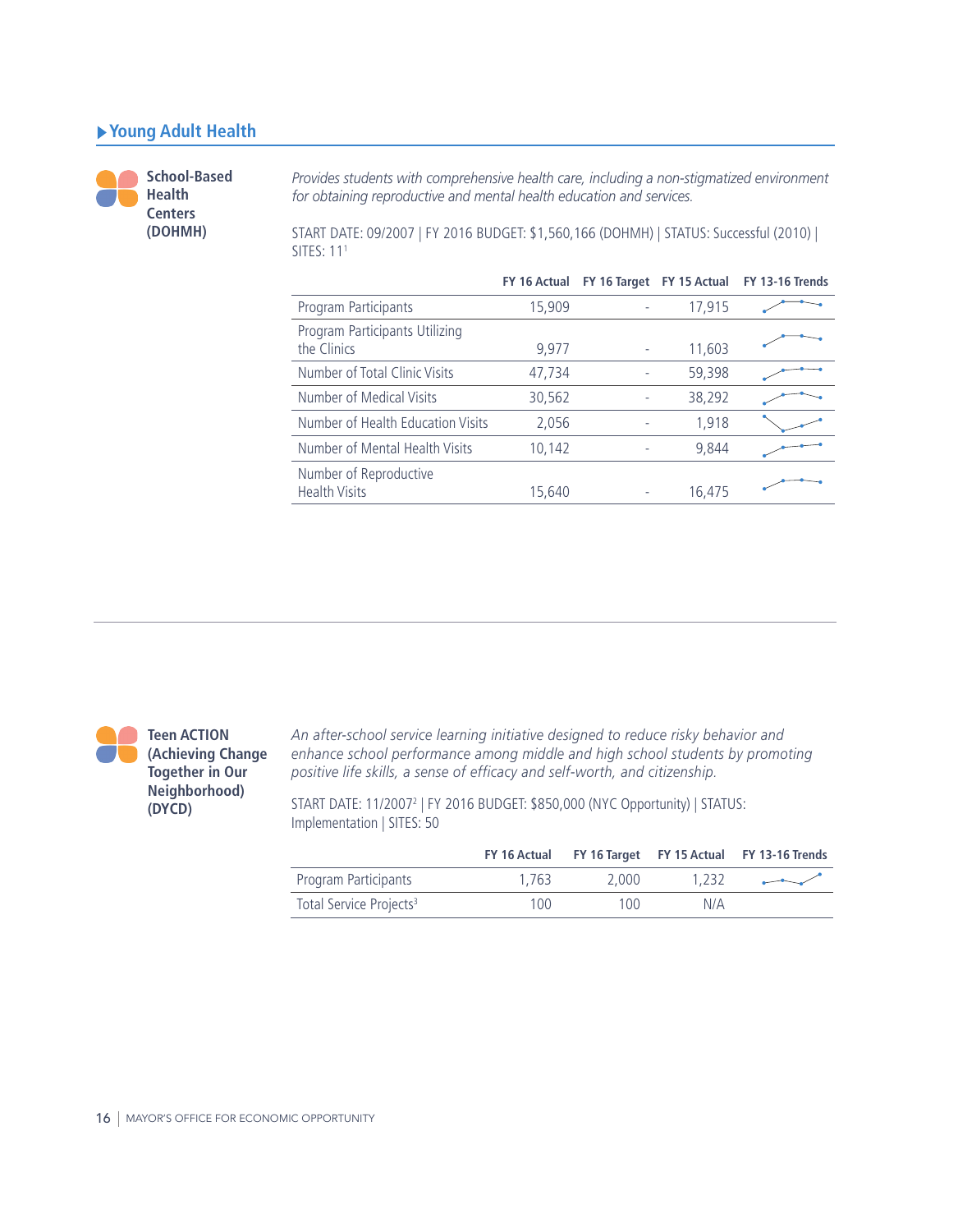## Young Adult Health

### School-Based Health Centers (DOHMH)

*Provides students with comprehensive health care, including a non-stigmatized environment for obtaining reproductive and mental health education and services.*

START DATE: 09/2007 | FY 2016 BUDGET: $1,560,166 (DOHMH) | STATUS: Successful (2010) | SITES: 11[1]

| | FY 16 Actual | FY 16 Target | FY 15 Actual | FY 13-16 Trends |
|---|---|---|---|---|
| Program Participants | 15,909 | - | 17,915 | |
| Program Participants Utilizing the Clinics | 9,977 | - | 11,603 | |
| Number of Total Clinic Visits | 47,734 | - | 59,398 | |
| Number of Medical Visits | 30,562 | - | 38,292 | |
| Number of Health Education Visits | 2,056 | - | 1,918 | |
| Number of Mental Health Visits | 10,142 | - | 9,844 | |
| Number of Reproductive Health Visits | 15,640 | - | 16,475 | |

### Teen ACTION (Achieving Change Together in Our Neighborhood) (DYCD)

*An after-school service learning initiative designed to reduce risky behavior and enhance school performance among middle and high school students by promoting positive life skills, a sense of efficacy and self-worth, and citizenship.*

START DATE: 11/2007[2] | FY 2016 BUDGET: $850,000 (NYC Opportunity) | STATUS: Implementation | SITES: 50

| | FY 16 Actual | FY 16 Target | FY 15 Actual | FY 13-16 Trends |
|---|---|---|---|---|
| Program Participants | 1,763 | 2,000 | 1,232 | |
| Total Service Projects[3] | 100 | 100 | N/A | |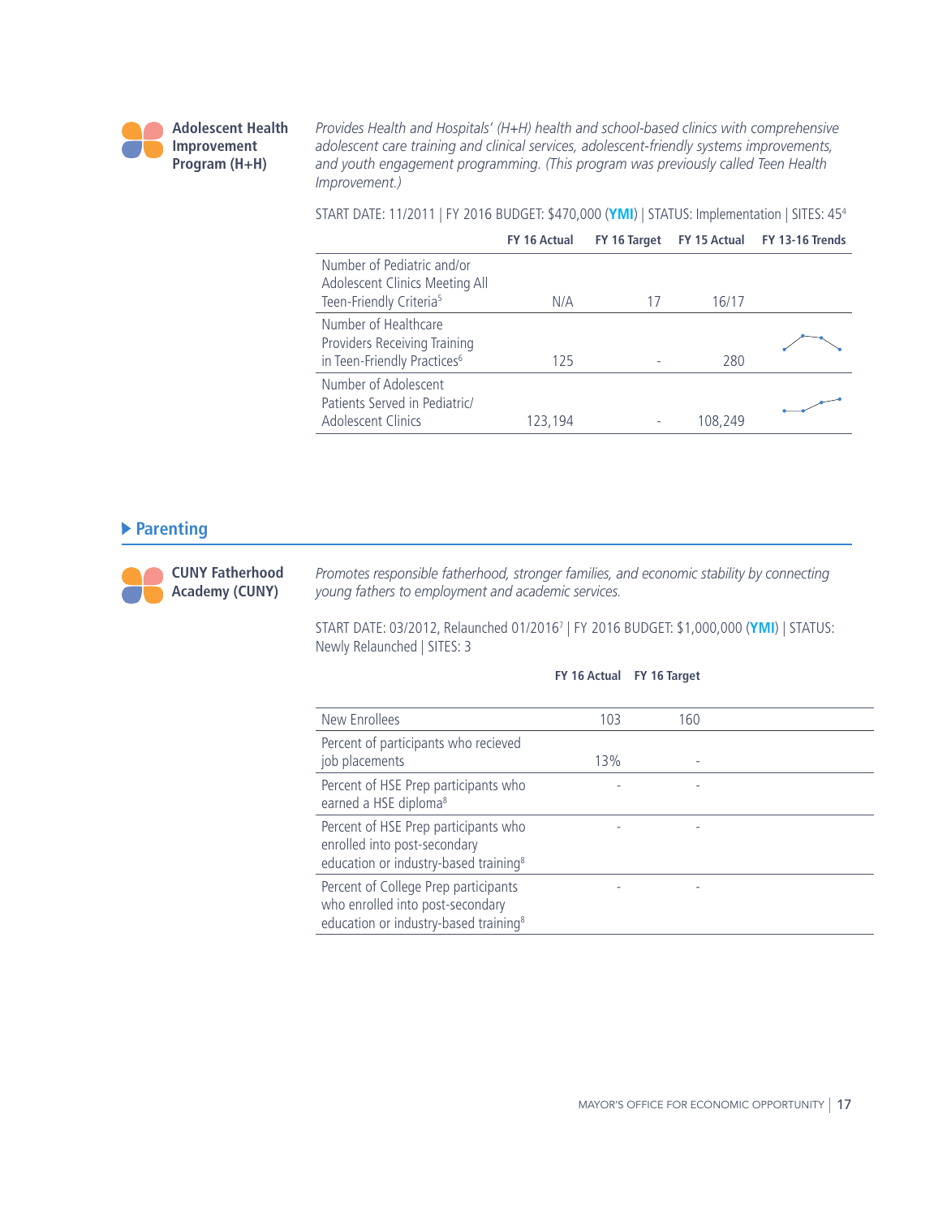### Adolescent Health Improvement Program (H+H)

*Provides Health and Hospitals' (H+H) health and school-based clinics with comprehensive adolescent care training and clinical services, adolescent-friendly systems improvements, and youth engagement programming. (This program was previously called Teen Health Improvement.)*

START DATE: 11/2011 | FY 2016 BUDGET: $470,000 (**YMI**) | STATUS: Implementation | SITES: 45[4]

| | FY 16 Actual | FY 16 Target | FY 15 Actual | FY 13-16 Trends |
|---|---|---|---|---|
| Number of Pediatric and/or Adolescent Clinics Meeting All Teen-Friendly Criteria[5] | N/A | 17 | 16/17 | |
| Number of Healthcare Providers Receiving Training in Teen-Friendly Practices[6] | 125 | - | 280 | |
| Number of Adolescent Patients Served in Pediatric/Adolescent Clinics | 123,194 | - | 108,249 | |

## Parenting

### CUNY Fatherhood Academy (CUNY)

*Promotes responsible fatherhood, stronger families, and economic stability by connecting young fathers to employment and academic services.*

START DATE: 03/2012, Relaunched 01/2016[7] | FY 2016 BUDGET: $1,000,000 (**YMI**) | STATUS: Newly Relaunched | SITES: 3

| | FY 16 Actual | FY 16 Target |
|---|---|---|
| New Enrollees | 103 | 160 |
| Percent of participants who recieved job placements | 13% | - |
| Percent of HSE Prep participants who earned a HSE diploma[8] | - | - |
| Percent of HSE Prep participants who enrolled into post-secondary education or industry-based training[8] | - | - |
| Percent of College Prep participants who enrolled into post-secondary education or industry-based training[8] | - | - |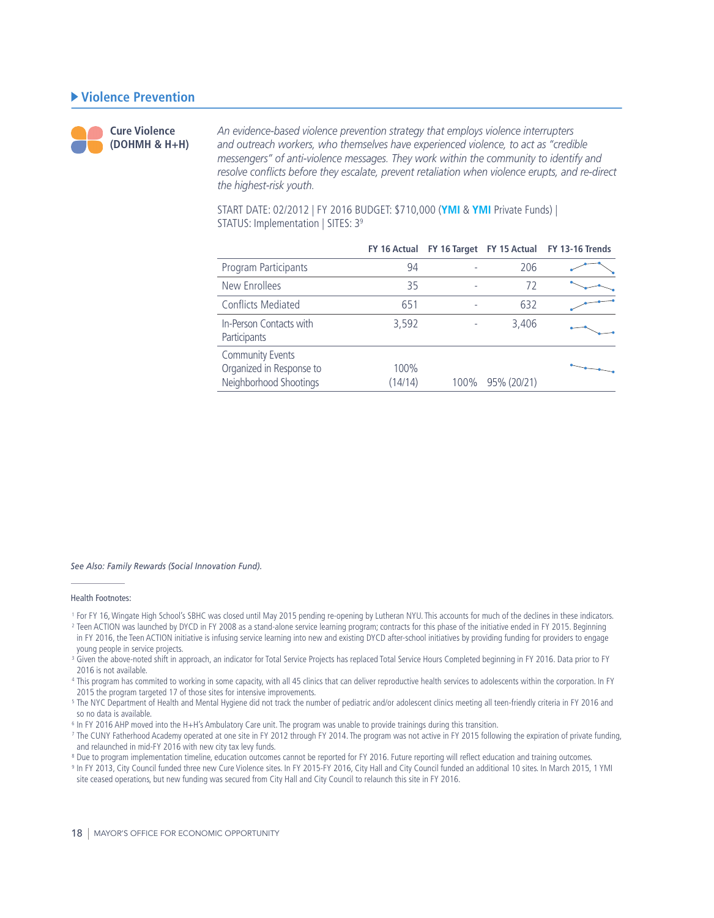## Violence Prevention

### Cure Violence (DOHMH & H+H)

*An evidence-based violence prevention strategy that employs violence interrupters and outreach workers, who themselves have experienced violence, to act as "credible messengers" of anti-violence messages. They work within the community to identify and resolve conflicts before they escalate, prevent retaliation when violence erupts, and re-direct the highest-risk youth.*

START DATE: 02/2012 | FY 2016 BUDGET: $710,000 (**YMI** & **YMI** Private Funds) | STATUS: Implementation | SITES: 3[9]

| | FY 16 Actual | FY 16 Target | FY 15 Actual | FY 13-16 Trends |
|---|---|---|---|---|
| Program Participants | 94 | - | 206 | |
| New Enrollees | 35 | - | 72 | |
| Conflicts Mediated | 651 | - | 632 | |
| In-Person Contacts with Participants | 3,592 | - | 3,406 | |
| Community Events Organized in Response to Neighborhood Shootings | 100% (14/14) | 100% | 95% (20/21) | |

*See Also: Family Rewards (Social Innovation Fund).*

Health Footnotes:

[1] For FY 16, Wingate High School's SBHC was closed until May 2015 pending re-opening by Lutheran NYU. This accounts for much of the declines in these indicators.

[2] Teen ACTION was launched by DYCD in FY 2008 as a stand-alone service learning program; contracts for this phase of the initiative ended in FY 2015. Beginning in FY 2016, the Teen ACTION initiative is infusing service learning into new and existing DYCD after-school initiatives by providing funding for providers to engage young people in service projects.

[3] Given the above-noted shift in approach, an indicator for Total Service Projects has replaced Total Service Hours Completed beginning in FY 2016. Data prior to FY 2016 is not available.

[4] This program has commited to working in some capacity, with all 45 clinics that can deliver reproductive health services to adolescents within the corporation. In FY 2015 the program targeted 17 of those sites for intensive improvements.

[5] The NYC Department of Health and Mental Hygiene did not track the number of pediatric and/or adolescent clinics meeting all teen-friendly criteria in FY 2016 and so no data is available.

[6] In FY 2016 AHP moved into the H+H's Ambulatory Care unit. The program was unable to provide trainings during this transition.

[7] The CUNY Fatherhood Academy operated at one site in FY 2012 through FY 2014. The program was not active in FY 2015 following the expiration of private funding, and relaunched in mid-FY 2016 with new city tax levy funds.

[8] Due to program implementation timeline, education outcomes cannot be reported for FY 2016. Future reporting will reflect education and training outcomes.

[9] In FY 2013, City Council funded three new Cure Violence sites. In FY 2015-FY 2016, City Hall and City Council funded an additional 10 sites. In March 2015, 1 YMI site ceased operations, but new funding was secured from City Hall and City Council to relaunch this site in FY 2016.